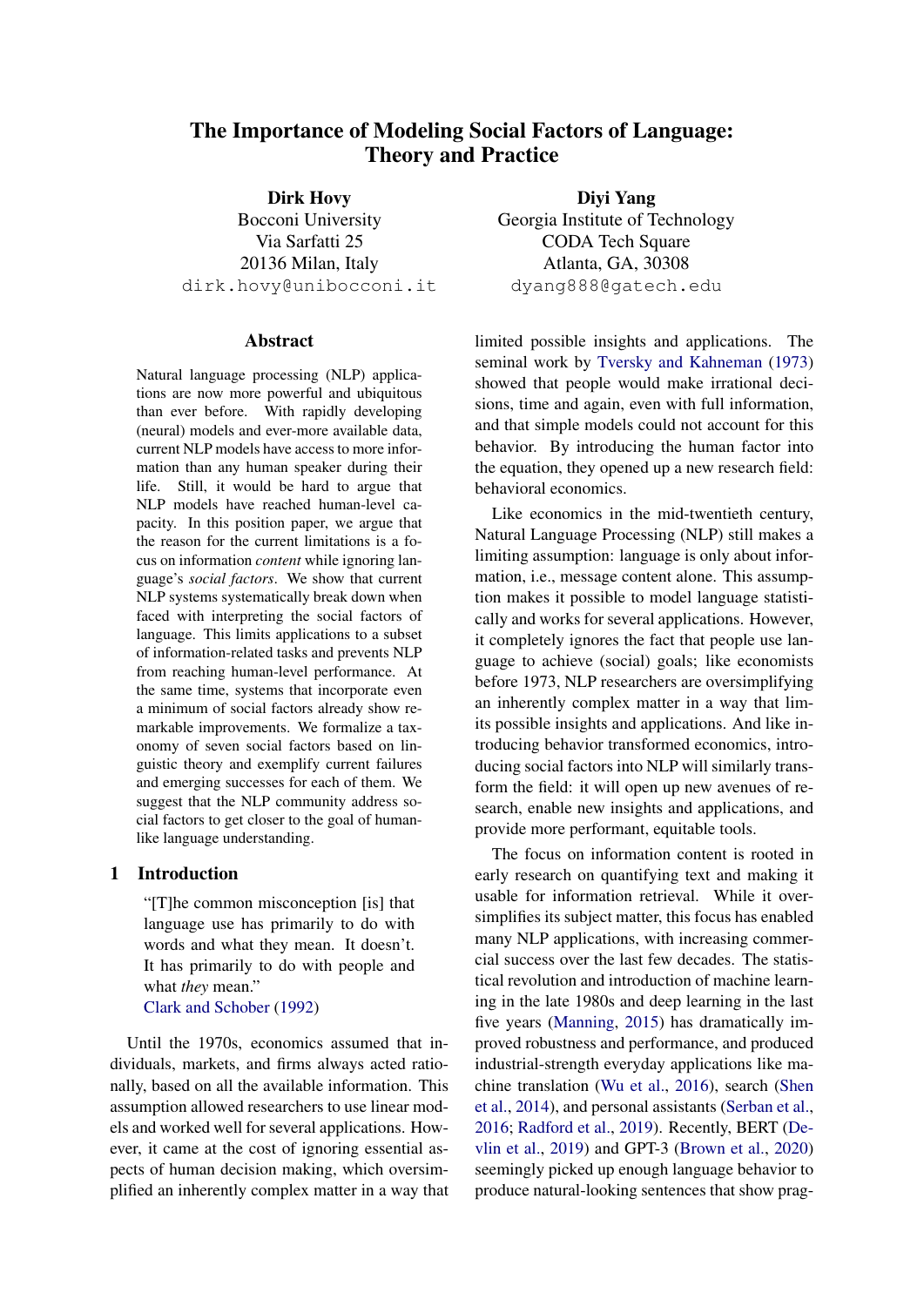# The Importance of Modeling Social Factors of Language: Theory and Practice

**Dirk Hovy**
Bocconi University
Via Sarfatti 25
20136 Milan, Italy
dirk.hovy@unibocconi.it

**Diyi Yang**
Georgia Institute of Technology
CODA Tech Square
Atlanta, GA, 30308
dyang888@gatech.edu

## Abstract

Natural language processing (NLP) applications are now more powerful and ubiquitous than ever before. With rapidly developing (neural) models and ever-more available data, current NLP models have access to more information than any human speaker during their life. Still, it would be hard to argue that NLP models have reached human-level capacity. In this position paper, we argue that the reason for the current limitations is a focus on information *content* while ignoring language's *social factors*. We show that current NLP systems systematically break down when faced with interpreting the social factors of language. This limits applications to a subset of information-related tasks and prevents NLP from reaching human-level performance. At the same time, systems that incorporate even a minimum of social factors already show remarkable improvements. We formalize a taxonomy of seven social factors based on linguistic theory and exemplify current failures and emerging successes for each of them. We suggest that the NLP community address social factors to get closer to the goal of human-like language understanding.

## 1 Introduction

> "[T]he common misconception [is] that language use has primarily to do with words and what they mean. It doesn't. It has primarily to do with people and what *they* mean."
> Clark and Schober (1992)

Until the 1970s, economics assumed that individuals, markets, and firms always acted rationally, based on all the available information. This assumption allowed researchers to use linear models and worked well for several applications. However, it came at the cost of ignoring essential aspects of human decision making, which oversimplified an inherently complex matter in a way that limited possible insights and applications. The seminal work by Tversky and Kahneman (1973) showed that people would make irrational decisions, time and again, even with full information, and that simple models could not account for this behavior. By introducing the human factor into the equation, they opened up a new research field: behavioral economics.

Like economics in the mid-twentieth century, Natural Language Processing (NLP) still makes a limiting assumption: language is only about information, i.e., message content alone. This assumption makes it possible to model language statistically and works for several applications. However, it completely ignores the fact that people use language to achieve (social) goals; like economists before 1973, NLP researchers are oversimplifying an inherently complex matter in a way that limits possible insights and applications. And like introducing behavior transformed economics, introducing social factors into NLP will similarly transform the field: it will open up new avenues of research, enable new insights and applications, and provide more performant, equitable tools.

The focus on information content is rooted in early research on quantifying text and making it usable for information retrieval. While it oversimplifies its subject matter, this focus has enabled many NLP applications, with increasing commercial success over the last few decades. The statistical revolution and introduction of machine learning in the late 1980s and deep learning in the last five years (Manning, 2015) has dramatically improved robustness and performance, and produced industrial-strength everyday applications like machine translation (Wu et al., 2016), search (Shen et al., 2014), and personal assistants (Serban et al., 2016; Radford et al., 2019). Recently, BERT (Devlin et al., 2019) and GPT-3 (Brown et al., 2020) seemingly picked up enough language behavior to produce natural-looking sentences that show prag-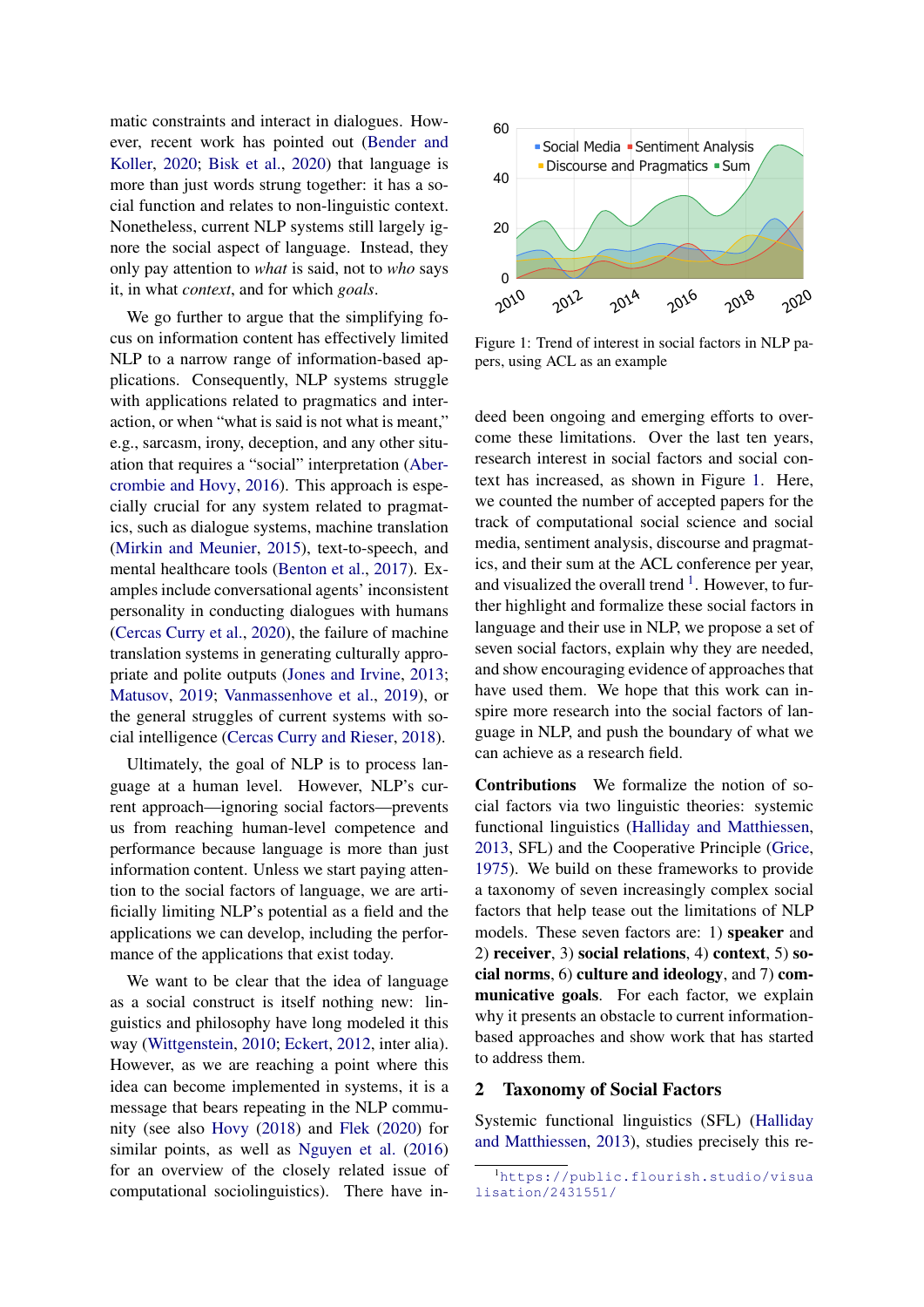matic constraints and interact in dialogues. However, recent work has pointed out (Bender and Koller, 2020; Bisk et al., 2020) that language is more than just words strung together: it has a social function and relates to non-linguistic context. Nonetheless, current NLP systems still largely ignore the social aspect of language. Instead, they only pay attention to *what* is said, not to *who* says it, in what *context*, and for which *goals*.

We go further to argue that the simplifying focus on information content has effectively limited NLP to a narrow range of information-based applications. Consequently, NLP systems struggle with applications related to pragmatics and interaction, or when "what is said is not what is meant," e.g., sarcasm, irony, deception, and any other situation that requires a "social" interpretation (Abercrombie and Hovy, 2016). This approach is especially crucial for any system related to pragmatics, such as dialogue systems, machine translation (Mirkin and Meunier, 2015), text-to-speech, and mental healthcare tools (Benton et al., 2017). Examples include conversational agents' inconsistent personality in conducting dialogues with humans (Cercas Curry et al., 2020), the failure of machine translation systems in generating culturally appropriate and polite outputs (Jones and Irvine, 2013; Matusov, 2019; Vanmassenhove et al., 2019), or the general struggles of current systems with social intelligence (Cercas Curry and Rieser, 2018).

Ultimately, the goal of NLP is to process language at a human level. However, NLP's current approach—ignoring social factors—prevents us from reaching human-level competence and performance because language is more than just information content. Unless we start paying attention to the social factors of language, we are artificially limiting NLP's potential as a field and the applications we can develop, including the performance of the applications that exist today.

We want to be clear that the idea of language as a social construct is itself nothing new: linguistics and philosophy have long modeled it this way (Wittgenstein, 2010; Eckert, 2012, inter alia). However, as we are reaching a point where this idea can become implemented in systems, it is a message that bears repeating in the NLP community (see also Hovy (2018) and Flek (2020) for similar points, as well as Nguyen et al. (2016) for an overview of the closely related issue of computational sociolinguistics). There have indeed been ongoing and emerging efforts to overcome these limitations. Over the last ten years, research interest in social factors and social context has increased, as shown in Figure 1. Here, we counted the number of accepted papers for the track of computational social science and social media, sentiment analysis, discourse and pragmatics, and their sum at the ACL conference per year, and visualized the overall trend [1]. However, to further highlight and formalize these social factors in language and their use in NLP, we propose a set of seven social factors, explain why they are needed, and show encouraging evidence of approaches that have used them. We hope that this work can inspire more research into the social factors of language in NLP, and push the boundary of what we can achieve as a research field.

Figure 1: Trend of interest in social factors in NLP papers, using ACL as an example

**Contributions** We formalize the notion of social factors via two linguistic theories: systemic functional linguistics (Halliday and Matthiessen, 2013, SFL) and the Cooperative Principle (Grice, 1975). We build on these frameworks to provide a taxonomy of seven increasingly complex social factors that help tease out the limitations of NLP models. These seven factors are: 1) **speaker** and 2) **receiver**, 3) **social relations**, 4) **context**, 5) **social norms**, 6) **culture and ideology**, and 7) **communicative goals**. For each factor, we explain why it presents an obstacle to current information-based approaches and show work that has started to address them.

## 2 Taxonomy of Social Factors

Systemic functional linguistics (SFL) (Halliday and Matthiessen, 2013), studies precisely this re-

[1] https://public.flourish.studio/visualisation/2431551/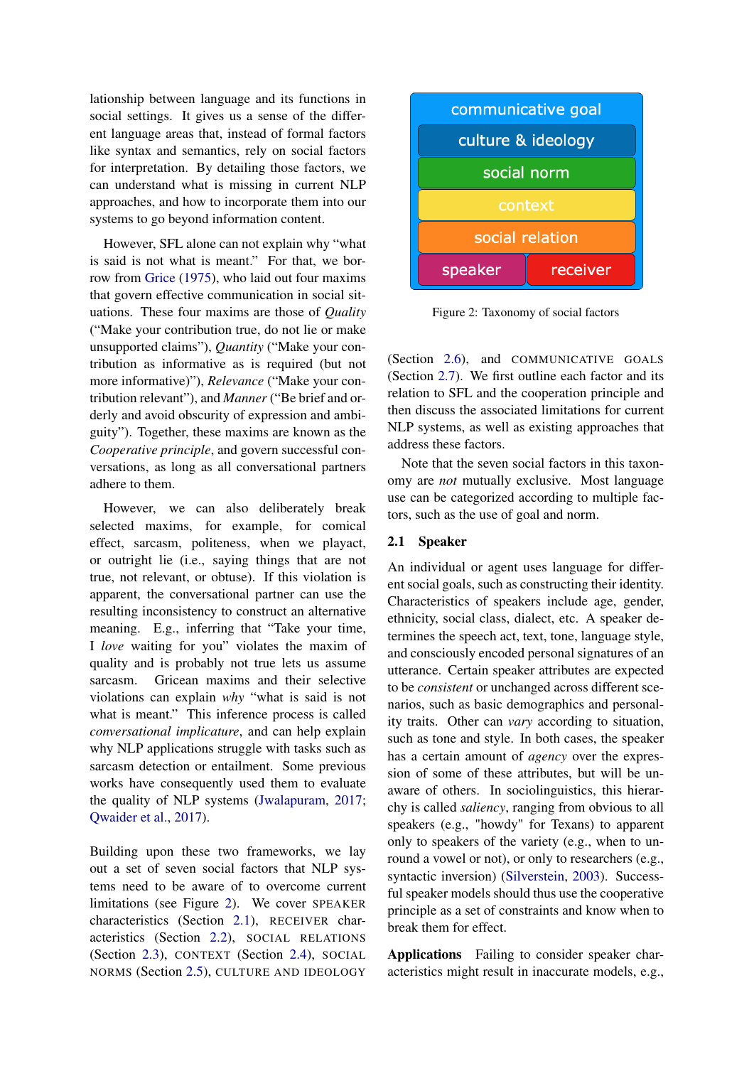lationship between language and its functions in social settings. It gives us a sense of the different language areas that, instead of formal factors like syntax and semantics, rely on social factors for interpretation. By detailing those factors, we can understand what is missing in current NLP approaches, and how to incorporate them into our systems to go beyond information content.

However, SFL alone can not explain why "what is said is not what is meant." For that, we borrow from Grice (1975), who laid out four maxims that govern effective communication in social situations. These four maxims are those of *Quality* ("Make your contribution true, do not lie or make unsupported claims"), *Quantity* ("Make your contribution as informative as is required (but not more informative)"), *Relevance* ("Make your contribution relevant"), and *Manner* ("Be brief and orderly and avoid obscurity of expression and ambiguity"). Together, these maxims are known as the *Cooperative principle*, and govern successful conversations, as long as all conversational partners adhere to them.

However, we can also deliberately break selected maxims, for example, for comical effect, sarcasm, politeness, when we playact, or outright lie (i.e., saying things that are not true, not relevant, or obtuse). If this violation is apparent, the conversational partner can use the resulting inconsistency to construct an alternative meaning. E.g., inferring that "Take your time, I *love* waiting for you" violates the maxim of quality and is probably not true lets us assume sarcasm. Gricean maxims and their selective violations can explain *why* "what is said is not what is meant." This inference process is called *conversational implicature*, and can help explain why NLP applications struggle with tasks such as sarcasm detection or entailment. Some previous works have consequently used them to evaluate the quality of NLP systems (Jwalapuram, 2017; Qwaider et al., 2017).

Building upon these two frameworks, we lay out a set of seven social factors that NLP systems need to be aware of to overcome current limitations (see Figure 2). We cover SPEAKER characteristics (Section 2.1), RECEIVER characteristics (Section 2.2), SOCIAL RELATIONS (Section 2.3), CONTEXT (Section 2.4), SOCIAL NORMS (Section 2.5), CULTURE AND IDEOLOGY (Section 2.6), and COMMUNICATIVE GOALS (Section 2.7). We first outline each factor and its relation to SFL and the cooperation principle and then discuss the associated limitations for current NLP systems, as well as existing approaches that address these factors.

| communicative goal | |
|---|---|
| culture & ideology | |
| social norm | |
| context | |
| social relation | |
| speaker | receiver |

Figure 2: Taxonomy of social factors

Note that the seven social factors in this taxonomy are *not* mutually exclusive. Most language use can be categorized according to multiple factors, such as the use of goal and norm.

### 2.1 Speaker

An individual or agent uses language for different social goals, such as constructing their identity. Characteristics of speakers include age, gender, ethnicity, social class, dialect, etc. A speaker determines the speech act, text, tone, language style, and consciously encoded personal signatures of an utterance. Certain speaker attributes are expected to be *consistent* or unchanged across different scenarios, such as basic demographics and personality traits. Other can *vary* according to situation, such as tone and style. In both cases, the speaker has a certain amount of *agency* over the expression of some of these attributes, but will be unaware of others. In sociolinguistics, this hierarchy is called *saliency*, ranging from obvious to all speakers (e.g., "howdy" for Texans) to apparent only to speakers of the variety (e.g., when to unround a vowel or not), or only to researchers (e.g., syntactic inversion) (Silverstein, 2003). Successful speaker models should thus use the cooperative principle as a set of constraints and know when to break them for effect.

**Applications** Failing to consider speaker characteristics might result in inaccurate models, e.g.,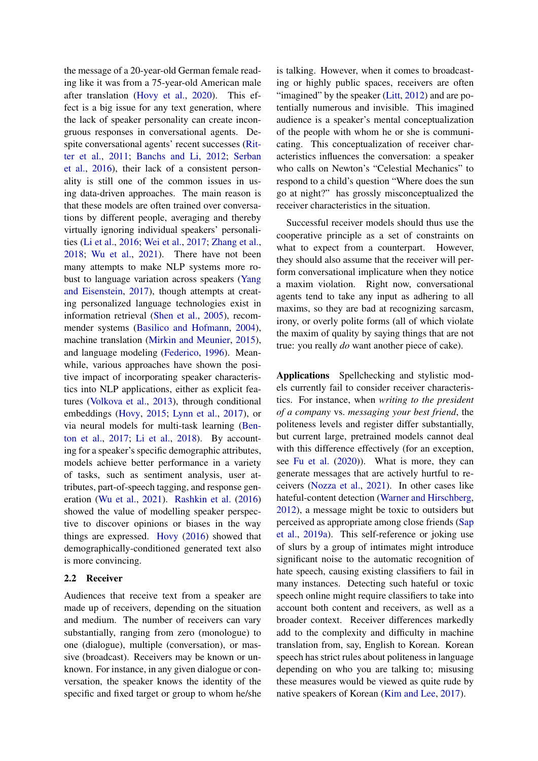the message of a 20-year-old German female reading like it was from a 75-year-old American male after translation (Hovy et al., 2020). This effect is a big issue for any text generation, where the lack of speaker personality can create incongruous responses in conversational agents. Despite conversational agents' recent successes (Ritter et al., 2011; Banchs and Li, 2012; Serban et al., 2016), their lack of a consistent personality is still one of the common issues in using data-driven approaches. The main reason is that these models are often trained over conversations by different people, averaging and thereby virtually ignoring individual speakers' personalities (Li et al., 2016; Wei et al., 2017; Zhang et al., 2018; Wu et al., 2021). There have not been many attempts to make NLP systems more robust to language variation across speakers (Yang and Eisenstein, 2017), though attempts at creating personalized language technologies exist in information retrieval (Shen et al., 2005), recommender systems (Basilico and Hofmann, 2004), machine translation (Mirkin and Meunier, 2015), and language modeling (Federico, 1996). Meanwhile, various approaches have shown the positive impact of incorporating speaker characteristics into NLP applications, either as explicit features (Volkova et al., 2013), through conditional embeddings (Hovy, 2015; Lynn et al., 2017), or via neural models for multi-task learning (Benton et al., 2017; Li et al., 2018). By accounting for a speaker's specific demographic attributes, models achieve better performance in a variety of tasks, such as sentiment analysis, user attributes, part-of-speech tagging, and response generation (Wu et al., 2021). Rashkin et al. (2016) showed the value of modelling speaker perspective to discover opinions or biases in the way things are expressed. Hovy (2016) showed that demographically-conditioned generated text also is more convincing.

## 2.2 Receiver

Audiences that receive text from a speaker are made up of receivers, depending on the situation and medium. The number of receivers can vary substantially, ranging from zero (monologue) to one (dialogue), multiple (conversation), or massive (broadcast). Receivers may be known or unknown. For instance, in any given dialogue or conversation, the speaker knows the identity of the specific and fixed target or group to whom he/she is talking. However, when it comes to broadcasting or highly public spaces, receivers are often "imagined" by the speaker (Litt, 2012) and are potentially numerous and invisible. This imagined audience is a speaker's mental conceptualization of the people with whom he or she is communicating. This conceptualization of receiver characteristics influences the conversation: a speaker who calls on Newton's "Celestial Mechanics" to respond to a child's question "Where does the sun go at night?" has grossly misconceptualized the receiver characteristics in the situation.

Successful receiver models should thus use the cooperative principle as a set of constraints on what to expect from a counterpart. However, they should also assume that the receiver will perform conversational implicature when they notice a maxim violation. Right now, conversational agents tend to take any input as adhering to all maxims, so they are bad at recognizing sarcasm, irony, or overly polite forms (all of which violate the maxim of quality by saying things that are not true: you really *do* want another piece of cake).

**Applications** Spellchecking and stylistic models currently fail to consider receiver characteristics. For instance, when *writing to the president of a company* vs. *messaging your best friend*, the politeness levels and register differ substantially, but current large, pretrained models cannot deal with this difference effectively (for an exception, see Fu et al. (2020)). What is more, they can generate messages that are actively hurtful to receivers (Nozza et al., 2021). In other cases like hateful-content detection (Warner and Hirschberg, 2012), a message might be toxic to outsiders but perceived as appropriate among close friends (Sap et al., 2019a). This self-reference or joking use of slurs by a group of intimates might introduce significant noise to the automatic recognition of hate speech, causing existing classifiers to fail in many instances. Detecting such hateful or toxic speech online might require classifiers to take into account both content and receivers, as well as a broader context. Receiver differences markedly add to the complexity and difficulty in machine translation from, say, English to Korean. Korean speech has strict rules about politeness in language depending on who you are talking to; misusing these measures would be viewed as quite rude by native speakers of Korean (Kim and Lee, 2017).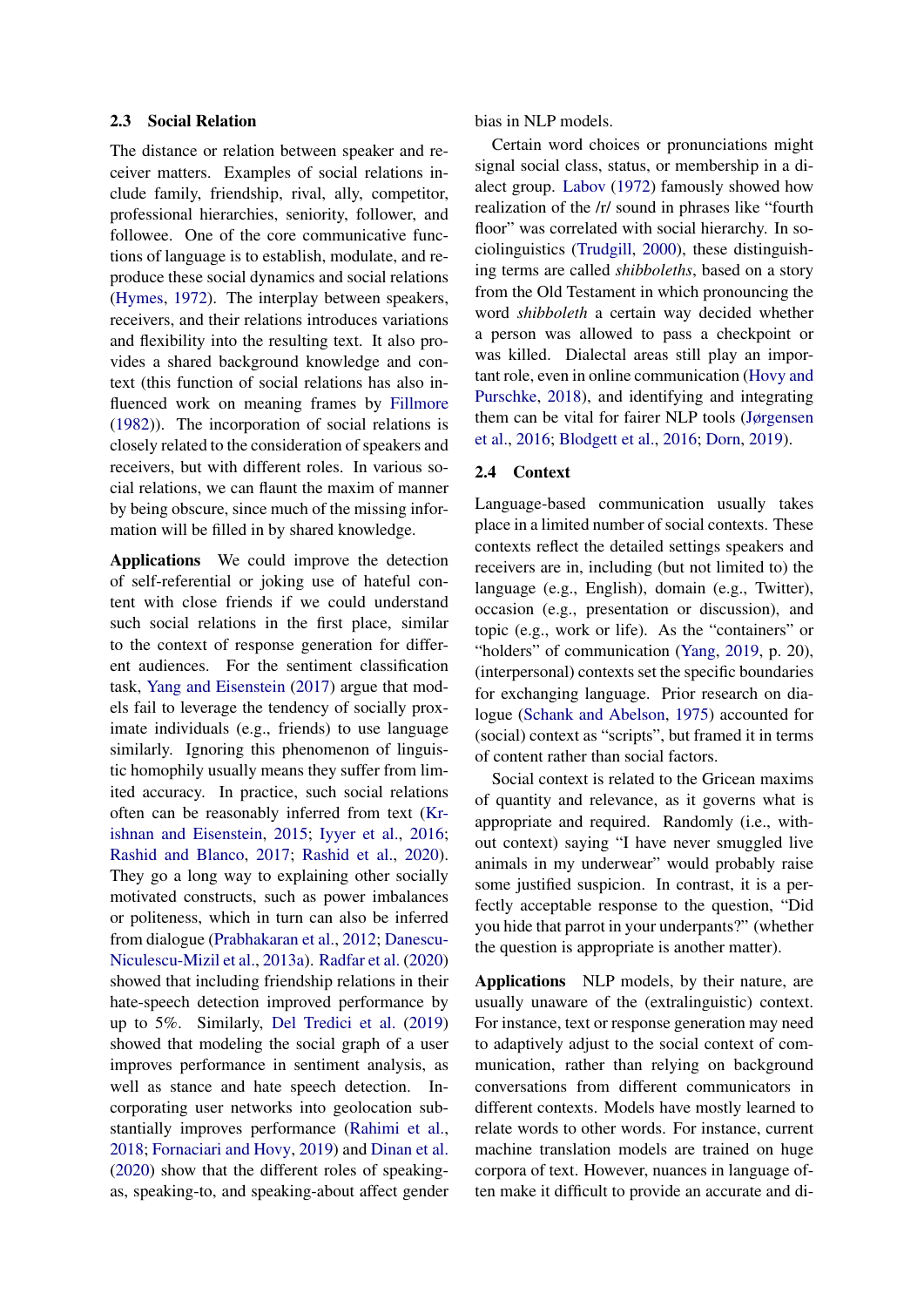### 2.3 Social Relation

The distance or relation between speaker and receiver matters. Examples of social relations include family, friendship, rival, ally, competitor, professional hierarchies, seniority, follower, and followee. One of the core communicative functions of language is to establish, modulate, and reproduce these social dynamics and social relations (Hymes, 1972). The interplay between speakers, receivers, and their relations introduces variations and flexibility into the resulting text. It also provides a shared background knowledge and context (this function of social relations has also influenced work on meaning frames by Fillmore (1982)). The incorporation of social relations is closely related to the consideration of speakers and receivers, but with different roles. In various social relations, we can flaunt the maxim of manner by being obscure, since much of the missing information will be filled in by shared knowledge.

**Applications** We could improve the detection of self-referential or joking use of hateful content with close friends if we could understand such social relations in the first place, similar to the context of response generation for different audiences. For the sentiment classification task, Yang and Eisenstein (2017) argue that models fail to leverage the tendency of socially proximate individuals (e.g., friends) to use language similarly. Ignoring this phenomenon of linguistic homophily usually means they suffer from limited accuracy. In practice, such social relations often can be reasonably inferred from text (Krishnan and Eisenstein, 2015; Iyyer et al., 2016; Rashid and Blanco, 2017; Rashid et al., 2020). They go a long way to explaining other socially motivated constructs, such as power imbalances or politeness, which in turn can also be inferred from dialogue (Prabhakaran et al., 2012; Danescu-Niculescu-Mizil et al., 2013a). Radfar et al. (2020) showed that including friendship relations in their hate-speech detection improved performance by up to 5%. Similarly, Del Tredici et al. (2019) showed that modeling the social graph of a user improves performance in sentiment analysis, as well as stance and hate speech detection. Incorporating user networks into geolocation substantially improves performance (Rahimi et al., 2018; Fornaciari and Hovy, 2019) and Dinan et al. (2020) show that the different roles of speaking-as, speaking-to, and speaking-about affect gender bias in NLP models.

Certain word choices or pronunciations might signal social class, status, or membership in a dialect group. Labov (1972) famously showed how realization of the /r/ sound in phrases like "fourth floor" was correlated with social hierarchy. In sociolinguistics (Trudgill, 2000), these distinguishing terms are called *shibboleths*, based on a story from the Old Testament in which pronouncing the word *shibboleth* a certain way decided whether a person was allowed to pass a checkpoint or was killed. Dialectal areas still play an important role, even in online communication (Hovy and Purschke, 2018), and identifying and integrating them can be vital for fairer NLP tools (Jørgensen et al., 2016; Blodgett et al., 2016; Dorn, 2019).

### 2.4 Context

Language-based communication usually takes place in a limited number of social contexts. These contexts reflect the detailed settings speakers and receivers are in, including (but not limited to) the language (e.g., English), domain (e.g., Twitter), occasion (e.g., presentation or discussion), and topic (e.g., work or life). As the "containers" or "holders" of communication (Yang, 2019, p. 20), (interpersonal) contexts set the specific boundaries for exchanging language. Prior research on dialogue (Schank and Abelson, 1975) accounted for (social) context as "scripts", but framed it in terms of content rather than social factors.

Social context is related to the Gricean maxims of quantity and relevance, as it governs what is appropriate and required. Randomly (i.e., without context) saying "I have never smuggled live animals in my underwear" would probably raise some justified suspicion. In contrast, it is a perfectly acceptable response to the question, "Did you hide that parrot in your underpants?" (whether the question is appropriate is another matter).

**Applications** NLP models, by their nature, are usually unaware of the (extralinguistic) context. For instance, text or response generation may need to adaptively adjust to the social context of communication, rather than relying on background conversations from different communicators in different contexts. Models have mostly learned to relate words to other words. For instance, current machine translation models are trained on huge corpora of text. However, nuances in language often make it difficult to provide an accurate and di-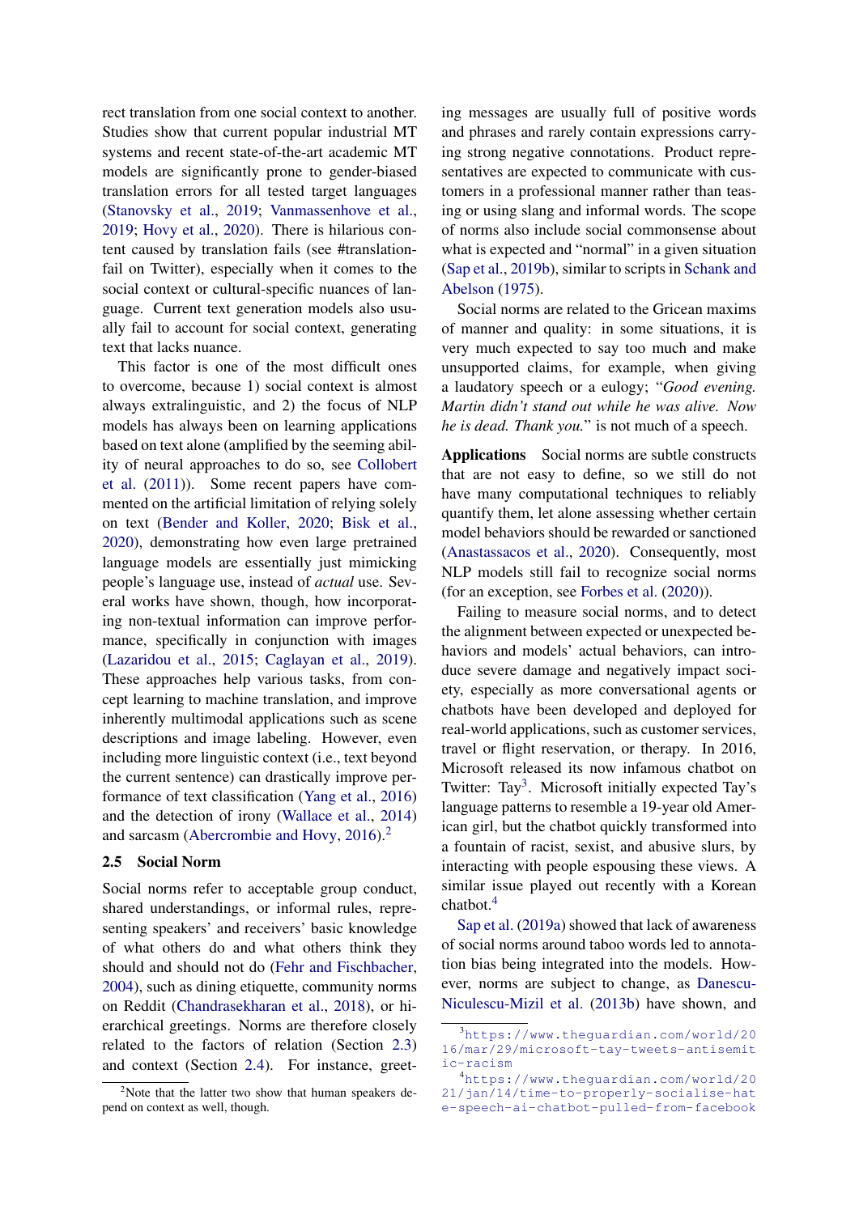rect translation from one social context to another. Studies show that current popular industrial MT systems and recent state-of-the-art academic MT models are significantly prone to gender-biased translation errors for all tested target languages (Stanovsky et al., 2019; Vanmassenhove et al., 2019; Hovy et al., 2020). There is hilarious content caused by translation fails (see #translationfail on Twitter), especially when it comes to the social context or cultural-specific nuances of language. Current text generation models also usually fail to account for social context, generating text that lacks nuance.

This factor is one of the most difficult ones to overcome, because 1) social context is almost always extralinguistic, and 2) the focus of NLP models has always been on learning applications based on text alone (amplified by the seeming ability of neural approaches to do so, see Collobert et al. (2011)). Some recent papers have commented on the artificial limitation of relying solely on text (Bender and Koller, 2020; Bisk et al., 2020), demonstrating how even large pretrained language models are essentially just mimicking people's language use, instead of *actual* use. Several works have shown, though, how incorporating non-textual information can improve performance, specifically in conjunction with images (Lazaridou et al., 2015; Caglayan et al., 2019). These approaches help various tasks, from concept learning to machine translation, and improve inherently multimodal applications such as scene descriptions and image labeling. However, even including more linguistic context (i.e., text beyond the current sentence) can drastically improve performance of text classification (Yang et al., 2016) and the detection of irony (Wallace et al., 2014) and sarcasm (Abercrombie and Hovy, 2016).[2]

### 2.5 Social Norm

Social norms refer to acceptable group conduct, shared understandings, or informal rules, representing speakers' and receivers' basic knowledge of what others do and what others think they should and should not do (Fehr and Fischbacher, 2004), such as dining etiquette, community norms on Reddit (Chandrasekharan et al., 2018), or hierarchical greetings. Norms are therefore closely related to the factors of relation (Section 2.3) and context (Section 2.4). For instance, greeting messages are usually full of positive words and phrases and rarely contain expressions carrying strong negative connotations. Product representatives are expected to communicate with customers in a professional manner rather than teasing or using slang and informal words. The scope of norms also include social commonsense about what is expected and "normal" in a given situation (Sap et al., 2019b), similar to scripts in Schank and Abelson (1975).

Social norms are related to the Gricean maxims of manner and quality: in some situations, it is very much expected to say too much and make unsupported claims, for example, when giving a laudatory speech or a eulogy; "*Good evening. Martin didn't stand out while he was alive. Now he is dead. Thank you.*" is not much of a speech.

**Applications** Social norms are subtle constructs that are not easy to define, so we still do not have many computational techniques to reliably quantify them, let alone assessing whether certain model behaviors should be rewarded or sanctioned (Anastassacos et al., 2020). Consequently, most NLP models still fail to recognize social norms (for an exception, see Forbes et al. (2020)).

Failing to measure social norms, and to detect the alignment between expected or unexpected behaviors and models' actual behaviors, can introduce severe damage and negatively impact society, especially as more conversational agents or chatbots have been developed and deployed for real-world applications, such as customer services, travel or flight reservation, or therapy. In 2016, Microsoft released its now infamous chatbot on Twitter: Tay[3]. Microsoft initially expected Tay's language patterns to resemble a 19-year old American girl, but the chatbot quickly transformed into a fountain of racist, sexist, and abusive slurs, by interacting with people espousing these views. A similar issue played out recently with a Korean chatbot.[4]

Sap et al. (2019a) showed that lack of awareness of social norms around taboo words led to annotation bias being integrated into the models. However, norms are subject to change, as Danescu-Niculescu-Mizil et al. (2013b) have shown, and

[2] Note that the latter two show that human speakers depend on context as well, though.

[3] https://www.theguardian.com/world/2016/mar/29/microsoft-tay-tweets-antisemitic-racism

[4] https://www.theguardian.com/world/2021/jan/14/time-to-properly-socialise-hate-speech-ai-chatbot-pulled-from-facebook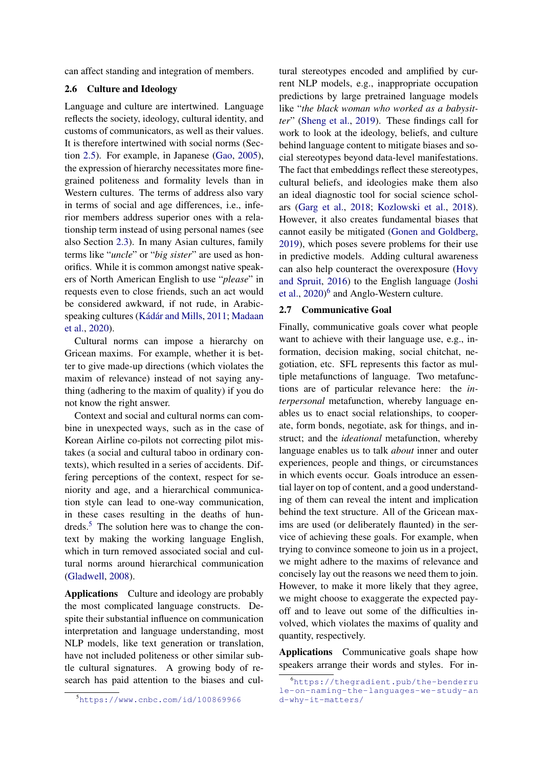can affect standing and integration of members.

### 2.6 Culture and Ideology

Language and culture are intertwined. Language reflects the society, ideology, cultural identity, and customs of communicators, as well as their values. It is therefore intertwined with social norms (Section 2.5). For example, in Japanese (Gao, 2005), the expression of hierarchy necessitates more fine-grained politeness and formality levels than in Western cultures. The terms of address also vary in terms of social and age differences, i.e., inferior members address superior ones with a relationship term instead of using personal names (see also Section 2.3). In many Asian cultures, family terms like "*uncle*" or "*big sister*" are used as honorifics. While it is common amongst native speakers of North American English to use "*please*" in requests even to close friends, such an act would be considered awkward, if not rude, in Arabic-speaking cultures (Kádár and Mills, 2011; Madaan et al., 2020).

Cultural norms can impose a hierarchy on Gricean maxims. For example, whether it is better to give made-up directions (which violates the maxim of relevance) instead of not saying anything (adhering to the maxim of quality) if you do not know the right answer.

Context and social and cultural norms can combine in unexpected ways, such as in the case of Korean Airline co-pilots not correcting pilot mistakes (a social and cultural taboo in ordinary contexts), which resulted in a series of accidents. Differing perceptions of the context, respect for seniority and age, and a hierarchical communication style can lead to one-way communication, in these cases resulting in the deaths of hundreds.[5] The solution here was to change the context by making the working language English, which in turn removed associated social and cultural norms around hierarchical communication (Gladwell, 2008).

**Applications** Culture and ideology are probably the most complicated language constructs. Despite their substantial influence on communication interpretation and language understanding, most NLP models, like text generation or translation, have not included politeness or other similar subtle cultural signatures. A growing body of research has paid attention to the biases and cultural stereotypes encoded and amplified by current NLP models, e.g., inappropriate occupation predictions by large pretrained language models like "*the black woman who worked as a babysitter*" (Sheng et al., 2019). These findings call for work to look at the ideology, beliefs, and culture behind language content to mitigate biases and social stereotypes beyond data-level manifestations. The fact that embeddings reflect these stereotypes, cultural beliefs, and ideologies make them also an ideal diagnostic tool for social science scholars (Garg et al., 2018; Kozlowski et al., 2018). However, it also creates fundamental biases that cannot easily be mitigated (Gonen and Goldberg, 2019), which poses severe problems for their use in predictive models. Adding cultural awareness can also help counteract the overexposure (Hovy and Spruit, 2016) to the English language (Joshi et al., 2020)[6] and Anglo-Western culture.

### 2.7 Communicative Goal

Finally, communicative goals cover what people want to achieve with their language use, e.g., information, decision making, social chitchat, negotiation, etc. SFL represents this factor as multiple metafunctions of language. Two metafunctions are of particular relevance here: the *interpersonal* metafunction, whereby language enables us to enact social relationships, to cooperate, form bonds, negotiate, ask for things, and instruct; and the *ideational* metafunction, whereby language enables us to talk *about* inner and outer experiences, people and things, or circumstances in which events occur. Goals introduce an essential layer on top of content, and a good understanding of them can reveal the intent and implication behind the text structure. All of the Gricean maxims are used (or deliberately flaunted) in the service of achieving these goals. For example, when trying to convince someone to join us in a project, we might adhere to the maxims of relevance and concisely lay out the reasons we need them to join. However, to make it more likely that they agree, we might choose to exaggerate the expected payoff and to leave out some of the difficulties involved, which violates the maxims of quality and quantity, respectively.

**Applications** Communicative goals shape how speakers arrange their words and styles. For in-

[5] https://www.cnbc.com/id/100869966

[6] https://thegradient.pub/the-benderrule-on-naming-the-languages-we-study-and-why-it-matters/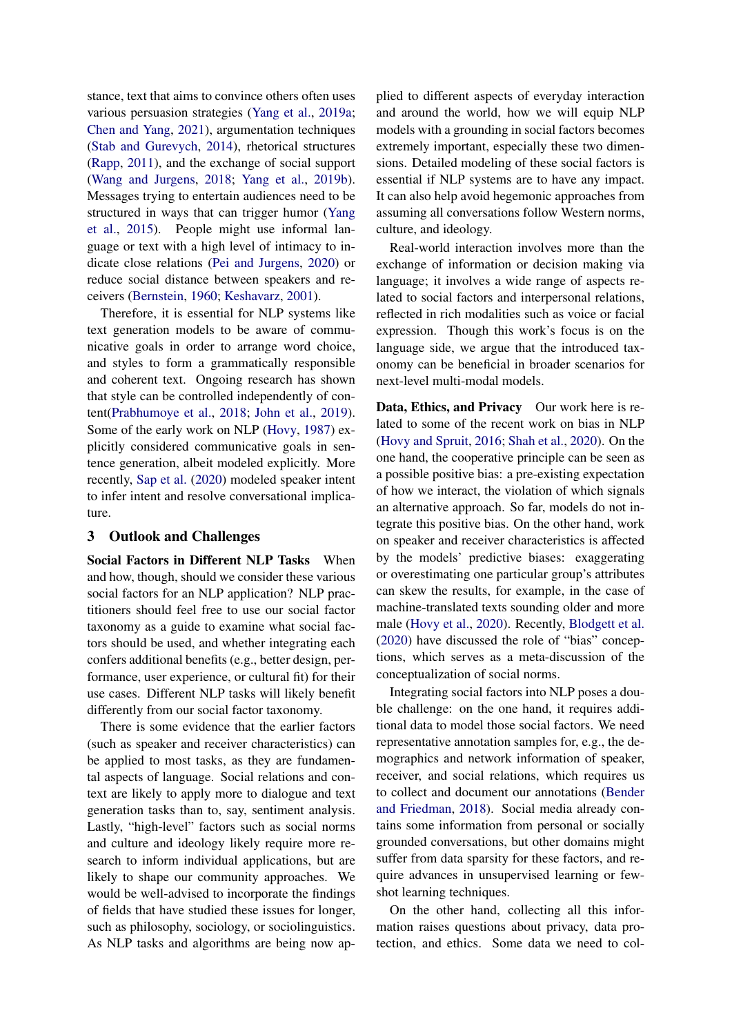stance, text that aims to convince others often uses various persuasion strategies (Yang et al., 2019a; Chen and Yang, 2021), argumentation techniques (Stab and Gurevych, 2014), rhetorical structures (Rapp, 2011), and the exchange of social support (Wang and Jurgens, 2018; Yang et al., 2019b). Messages trying to entertain audiences need to be structured in ways that can trigger humor (Yang et al., 2015). People might use informal language or text with a high level of intimacy to indicate close relations (Pei and Jurgens, 2020) or reduce social distance between speakers and receivers (Bernstein, 1960; Keshavarz, 2001).

Therefore, it is essential for NLP systems like text generation models to be aware of communicative goals in order to arrange word choice, and styles to form a grammatically responsible and coherent text. Ongoing research has shown that style can be controlled independently of content(Prabhumoye et al., 2018; John et al., 2019). Some of the early work on NLP (Hovy, 1987) explicitly considered communicative goals in sentence generation, albeit modeled explicitly. More recently, Sap et al. (2020) modeled speaker intent to infer intent and resolve conversational implicature.

## 3 Outlook and Challenges

**Social Factors in Different NLP Tasks** When and how, though, should we consider these various social factors for an NLP application? NLP practitioners should feel free to use our social factor taxonomy as a guide to examine what social factors should be used, and whether integrating each confers additional benefits (e.g., better design, performance, user experience, or cultural fit) for their use cases. Different NLP tasks will likely benefit differently from our social factor taxonomy.

There is some evidence that the earlier factors (such as speaker and receiver characteristics) can be applied to most tasks, as they are fundamental aspects of language. Social relations and context are likely to apply more to dialogue and text generation tasks than to, say, sentiment analysis. Lastly, "high-level" factors such as social norms and culture and ideology likely require more research to inform individual applications, but are likely to shape our community approaches. We would be well-advised to incorporate the findings of fields that have studied these issues for longer, such as philosophy, sociology, or sociolinguistics. As NLP tasks and algorithms are being now applied to different aspects of everyday interaction and around the world, how we will equip NLP models with a grounding in social factors becomes extremely important, especially these two dimensions. Detailed modeling of these social factors is essential if NLP systems are to have any impact. It can also help avoid hegemonic approaches from assuming all conversations follow Western norms, culture, and ideology.

Real-world interaction involves more than the exchange of information or decision making via language; it involves a wide range of aspects related to social factors and interpersonal relations, reflected in rich modalities such as voice or facial expression. Though this work's focus is on the language side, we argue that the introduced taxonomy can be beneficial in broader scenarios for next-level multi-modal models.

**Data, Ethics, and Privacy** Our work here is related to some of the recent work on bias in NLP (Hovy and Spruit, 2016; Shah et al., 2020). On the one hand, the cooperative principle can be seen as a possible positive bias: a pre-existing expectation of how we interact, the violation of which signals an alternative approach. So far, models do not integrate this positive bias. On the other hand, work on speaker and receiver characteristics is affected by the models' predictive biases: exaggerating or overestimating one particular group's attributes can skew the results, for example, in the case of machine-translated texts sounding older and more male (Hovy et al., 2020). Recently, Blodgett et al. (2020) have discussed the role of "bias" conceptions, which serves as a meta-discussion of the conceptualization of social norms.

Integrating social factors into NLP poses a double challenge: on the one hand, it requires additional data to model those social factors. We need representative annotation samples for, e.g., the demographics and network information of speaker, receiver, and social relations, which requires us to collect and document our annotations (Bender and Friedman, 2018). Social media already contains some information from personal or socially grounded conversations, but other domains might suffer from data sparsity for these factors, and require advances in unsupervised learning or few-shot learning techniques.

On the other hand, collecting all this information raises questions about privacy, data protection, and ethics. Some data we need to col-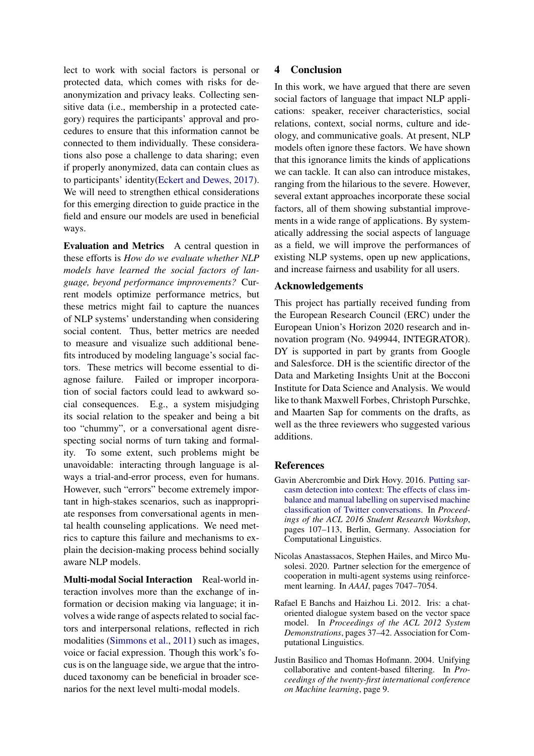lect to work with social factors is personal or protected data, which comes with risks for de-anonymization and privacy leaks. Collecting sensitive data (i.e., membership in a protected category) requires the participants' approval and procedures to ensure that this information cannot be connected to them individually. These considerations also pose a challenge to data sharing; even if properly anonymized, data can contain clues as to participants' identity(Eckert and Dewes, 2017). We will need to strengthen ethical considerations for this emerging direction to guide practice in the field and ensure our models are used in beneficial ways.

**Evaluation and Metrics** A central question in these efforts is *How do we evaluate whether NLP models have learned the social factors of language, beyond performance improvements?* Current models optimize performance metrics, but these metrics might fail to capture the nuances of NLP systems' understanding when considering social content. Thus, better metrics are needed to measure and visualize such additional benefits introduced by modeling language's social factors. These metrics will become essential to diagnose failure. Failed or improper incorporation of social factors could lead to awkward social consequences. E.g., a system misjudging its social relation to the speaker and being a bit too "chummy", or a conversational agent disrespecting social norms of turn taking and formality. To some extent, such problems might be unavoidable: interacting through language is always a trial-and-error process, even for humans. However, such "errors" become extremely important in high-stakes scenarios, such as inappropriate responses from conversational agents in mental health counseling applications. We need metrics to capture this failure and mechanisms to explain the decision-making process behind socially aware NLP models.

**Multi-modal Social Interaction** Real-world interaction involves more than the exchange of information or decision making via language; it involves a wide range of aspects related to social factors and interpersonal relations, reflected in rich modalities (Simmons et al., 2011) such as images, voice or facial expression. Though this work's focus is on the language side, we argue that the introduced taxonomy can be beneficial in broader scenarios for the next level multi-modal models.

## 4 Conclusion

In this work, we have argued that there are seven social factors of language that impact NLP applications: speaker, receiver characteristics, social relations, context, social norms, culture and ideology, and communicative goals. At present, NLP models often ignore these factors. We have shown that this ignorance limits the kinds of applications we can tackle. It can also can introduce mistakes, ranging from the hilarious to the severe. However, several extant approaches incorporate these social factors, all of them showing substantial improvements in a wide range of applications. By systematically addressing the social aspects of language as a field, we will improve the performances of existing NLP systems, open up new applications, and increase fairness and usability for all users.

## Acknowledgements

This project has partially received funding from the European Research Council (ERC) under the European Union's Horizon 2020 research and innovation program (No. 949944, INTEGRATOR). DY is supported in part by grants from Google and Salesforce. DH is the scientific director of the Data and Marketing Insights Unit at the Bocconi Institute for Data Science and Analysis. We would like to thank Maxwell Forbes, Christoph Purschke, and Maarten Sap for comments on the drafts, as well as the three reviewers who suggested various additions.

## References

Gavin Abercrombie and Dirk Hovy. 2016. Putting sarcasm detection into context: The effects of class imbalance and manual labelling on supervised machine classification of Twitter conversations. In *Proceedings of the ACL 2016 Student Research Workshop*, pages 107–113, Berlin, Germany. Association for Computational Linguistics.

Nicolas Anastassacos, Stephen Hailes, and Mirco Musolesi. 2020. Partner selection for the emergence of cooperation in multi-agent systems using reinforcement learning. In *AAAI*, pages 7047–7054.

Rafael E Banchs and Haizhou Li. 2012. Iris: a chat-oriented dialogue system based on the vector space model. In *Proceedings of the ACL 2012 System Demonstrations*, pages 37–42. Association for Computational Linguistics.

Justin Basilico and Thomas Hofmann. 2004. Unifying collaborative and content-based filtering. In *Proceedings of the twenty-first international conference on Machine learning*, page 9.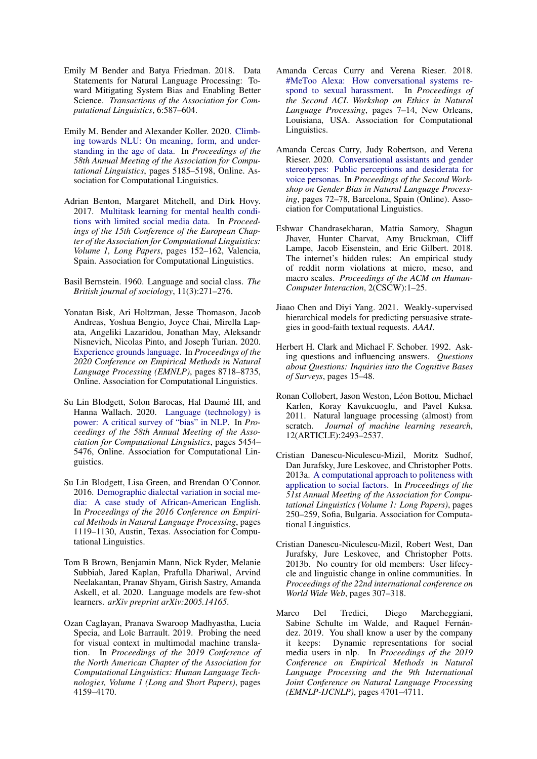Emily M Bender and Batya Friedman. 2018. Data Statements for Natural Language Processing: Toward Mitigating System Bias and Enabling Better Science. *Transactions of the Association for Computational Linguistics*, 6:587–604.

Emily M. Bender and Alexander Koller. 2020. Climbing towards NLU: On meaning, form, and understanding in the age of data. In *Proceedings of the 58th Annual Meeting of the Association for Computational Linguistics*, pages 5185–5198, Online. Association for Computational Linguistics.

Adrian Benton, Margaret Mitchell, and Dirk Hovy. 2017. Multitask learning for mental health conditions with limited social media data. In *Proceedings of the 15th Conference of the European Chapter of the Association for Computational Linguistics: Volume 1, Long Papers*, pages 152–162, Valencia, Spain. Association for Computational Linguistics.

Basil Bernstein. 1960. Language and social class. *The British journal of sociology*, 11(3):271–276.

Yonatan Bisk, Ari Holtzman, Jesse Thomason, Jacob Andreas, Yoshua Bengio, Joyce Chai, Mirella Lapata, Angeliki Lazaridou, Jonathan May, Aleksandr Nisnevich, Nicolas Pinto, and Joseph Turian. 2020. Experience grounds language. In *Proceedings of the 2020 Conference on Empirical Methods in Natural Language Processing (EMNLP)*, pages 8718–8735, Online. Association for Computational Linguistics.

Su Lin Blodgett, Solon Barocas, Hal Daumé III, and Hanna Wallach. 2020. Language (technology) is power: A critical survey of "bias" in NLP. In *Proceedings of the 58th Annual Meeting of the Association for Computational Linguistics*, pages 5454–5476, Online. Association for Computational Linguistics.

Su Lin Blodgett, Lisa Green, and Brendan O'Connor. 2016. Demographic dialectal variation in social media: A case study of African-American English. In *Proceedings of the 2016 Conference on Empirical Methods in Natural Language Processing*, pages 1119–1130, Austin, Texas. Association for Computational Linguistics.

Tom B Brown, Benjamin Mann, Nick Ryder, Melanie Subbiah, Jared Kaplan, Prafulla Dhariwal, Arvind Neelakantan, Pranav Shyam, Girish Sastry, Amanda Askell, et al. 2020. Language models are few-shot learners. *arXiv preprint arXiv:2005.14165*.

Ozan Caglayan, Pranava Swaroop Madhyastha, Lucia Specia, and Loïc Barrault. 2019. Probing the need for visual context in multimodal machine translation. In *Proceedings of the 2019 Conference of the North American Chapter of the Association for Computational Linguistics: Human Language Technologies, Volume 1 (Long and Short Papers)*, pages 4159–4170.

Amanda Cercas Curry and Verena Rieser. 2018. #MeToo Alexa: How conversational systems respond to sexual harassment. In *Proceedings of the Second ACL Workshop on Ethics in Natural Language Processing*, pages 7–14, New Orleans, Louisiana, USA. Association for Computational Linguistics.

Amanda Cercas Curry, Judy Robertson, and Verena Rieser. 2020. Conversational assistants and gender stereotypes: Public perceptions and desiderata for voice personas. In *Proceedings of the Second Workshop on Gender Bias in Natural Language Processing*, pages 72–78, Barcelona, Spain (Online). Association for Computational Linguistics.

Eshwar Chandrasekharan, Mattia Samory, Shagun Jhaver, Hunter Charvat, Amy Bruckman, Cliff Lampe, Jacob Eisenstein, and Eric Gilbert. 2018. The internet's hidden rules: An empirical study of reddit norm violations at micro, meso, and macro scales. *Proceedings of the ACM on Human-Computer Interaction*, 2(CSCW):1–25.

Jiaao Chen and Diyi Yang. 2021. Weakly-supervised hierarchical models for predicting persuasive strategies in good-faith textual requests. *AAAI*.

Herbert H. Clark and Michael F. Schober. 1992. Asking questions and influencing answers. *Questions about Questions: Inquiries into the Cognitive Bases of Surveys*, pages 15–48.

Ronan Collobert, Jason Weston, Léon Bottou, Michael Karlen, Koray Kavukcuoglu, and Pavel Kuksa. 2011. Natural language processing (almost) from scratch. *Journal of machine learning research*, 12(ARTICLE):2493–2537.

Cristian Danescu-Niculescu-Mizil, Moritz Sudhof, Dan Jurafsky, Jure Leskovec, and Christopher Potts. 2013a. A computational approach to politeness with application to social factors. In *Proceedings of the 51st Annual Meeting of the Association for Computational Linguistics (Volume 1: Long Papers)*, pages 250–259, Sofia, Bulgaria. Association for Computational Linguistics.

Cristian Danescu-Niculescu-Mizil, Robert West, Dan Jurafsky, Jure Leskovec, and Christopher Potts. 2013b. No country for old members: User lifecycle and linguistic change in online communities. In *Proceedings of the 22nd international conference on World Wide Web*, pages 307–318.

Marco Del Tredici, Diego Marcheggiani, Sabine Schulte im Walde, and Raquel Fernández. 2019. You shall know a user by the company it keeps: Dynamic representations for social media users in nlp. In *Proceedings of the 2019 Conference on Empirical Methods in Natural Language Processing and the 9th International Joint Conference on Natural Language Processing (EMNLP-IJCNLP)*, pages 4701–4711.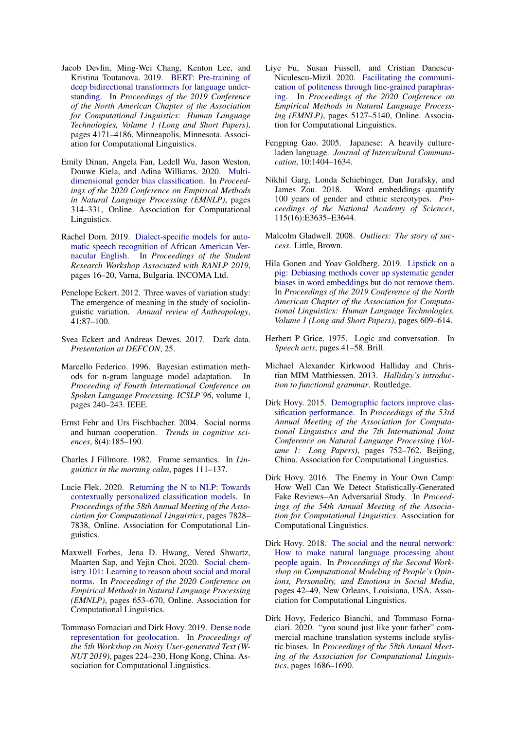Jacob Devlin, Ming-Wei Chang, Kenton Lee, and Kristina Toutanova. 2019. BERT: Pre-training of deep bidirectional transformers for language understanding. In *Proceedings of the 2019 Conference of the North American Chapter of the Association for Computational Linguistics: Human Language Technologies, Volume 1 (Long and Short Papers)*, pages 4171–4186, Minneapolis, Minnesota. Association for Computational Linguistics.

Emily Dinan, Angela Fan, Ledell Wu, Jason Weston, Douwe Kiela, and Adina Williams. 2020. Multi-dimensional gender bias classification. In *Proceedings of the 2020 Conference on Empirical Methods in Natural Language Processing (EMNLP)*, pages 314–331, Online. Association for Computational Linguistics.

Rachel Dorn. 2019. Dialect-specific models for automatic speech recognition of African American Vernacular English. In *Proceedings of the Student Research Workshop Associated with RANLP 2019*, pages 16–20, Varna, Bulgaria. INCOMA Ltd.

Penelope Eckert. 2012. Three waves of variation study: The emergence of meaning in the study of sociolinguistic variation. *Annual review of Anthropology*, 41:87–100.

Svea Eckert and Andreas Dewes. 2017. Dark data. *Presentation at DEFCON*, 25.

Marcello Federico. 1996. Bayesian estimation methods for n-gram language model adaptation. In *Proceeding of Fourth International Conference on Spoken Language Processing. ICSLP'96*, volume 1, pages 240–243. IEEE.

Ernst Fehr and Urs Fischbacher. 2004. Social norms and human cooperation. *Trends in cognitive sciences*, 8(4):185–190.

Charles J Fillmore. 1982. Frame semantics. In *Linguistics in the morning calm*, pages 111–137.

Lucie Flek. 2020. Returning the N to NLP: Towards contextually personalized classification models. In *Proceedings of the 58th Annual Meeting of the Association for Computational Linguistics*, pages 7828–7838, Online. Association for Computational Linguistics.

Maxwell Forbes, Jena D. Hwang, Vered Shwartz, Maarten Sap, and Yejin Choi. 2020. Social chemistry 101: Learning to reason about social and moral norms. In *Proceedings of the 2020 Conference on Empirical Methods in Natural Language Processing (EMNLP)*, pages 653–670, Online. Association for Computational Linguistics.

Tommaso Fornaciari and Dirk Hovy. 2019. Dense node representation for geolocation. In *Proceedings of the 5th Workshop on Noisy User-generated Text (W-NUT 2019)*, pages 224–230, Hong Kong, China. Association for Computational Linguistics.

Liye Fu, Susan Fussell, and Cristian Danescu-Niculescu-Mizil. 2020. Facilitating the communication of politeness through fine-grained paraphrasing. In *Proceedings of the 2020 Conference on Empirical Methods in Natural Language Processing (EMNLP)*, pages 5127–5140, Online. Association for Computational Linguistics.

Fengping Gao. 2005. Japanese: A heavily culture-laden language. *Journal of Intercultural Communication*, 10:1404–1634.

Nikhil Garg, Londa Schiebinger, Dan Jurafsky, and James Zou. 2018. Word embeddings quantify 100 years of gender and ethnic stereotypes. *Proceedings of the National Academy of Sciences*, 115(16):E3635–E3644.

Malcolm Gladwell. 2008. *Outliers: The story of success.* Little, Brown.

Hila Gonen and Yoav Goldberg. 2019. Lipstick on a pig: Debiasing methods cover up systematic gender biases in word embeddings but do not remove them. In *Proceedings of the 2019 Conference of the North American Chapter of the Association for Computational Linguistics: Human Language Technologies, Volume 1 (Long and Short Papers)*, pages 609–614.

Herbert P Grice. 1975. Logic and conversation. In *Speech acts*, pages 41–58. Brill.

Michael Alexander Kirkwood Halliday and Christian MIM Matthiessen. 2013. *Halliday's introduction to functional grammar.* Routledge.

Dirk Hovy. 2015. Demographic factors improve classification performance. In *Proceedings of the 53rd Annual Meeting of the Association for Computational Linguistics and the 7th International Joint Conference on Natural Language Processing (Volume 1: Long Papers)*, pages 752–762, Beijing, China. Association for Computational Linguistics.

Dirk Hovy. 2016. The Enemy in Your Own Camp: How Well Can We Detect Statistically-Generated Fake Reviews–An Adversarial Study. In *Proceedings of the 54th Annual Meeting of the Association for Computational Linguistics*. Association for Computational Linguistics.

Dirk Hovy. 2018. The social and the neural network: How to make natural language processing about people again. In *Proceedings of the Second Workshop on Computational Modeling of People's Opinions, Personality, and Emotions in Social Media*, pages 42–49, New Orleans, Louisiana, USA. Association for Computational Linguistics.

Dirk Hovy, Federico Bianchi, and Tommaso Fornaciari. 2020. "you sound just like your father" commercial machine translation systems include stylistic biases. In *Proceedings of the 58th Annual Meeting of the Association for Computational Linguistics*, pages 1686–1690.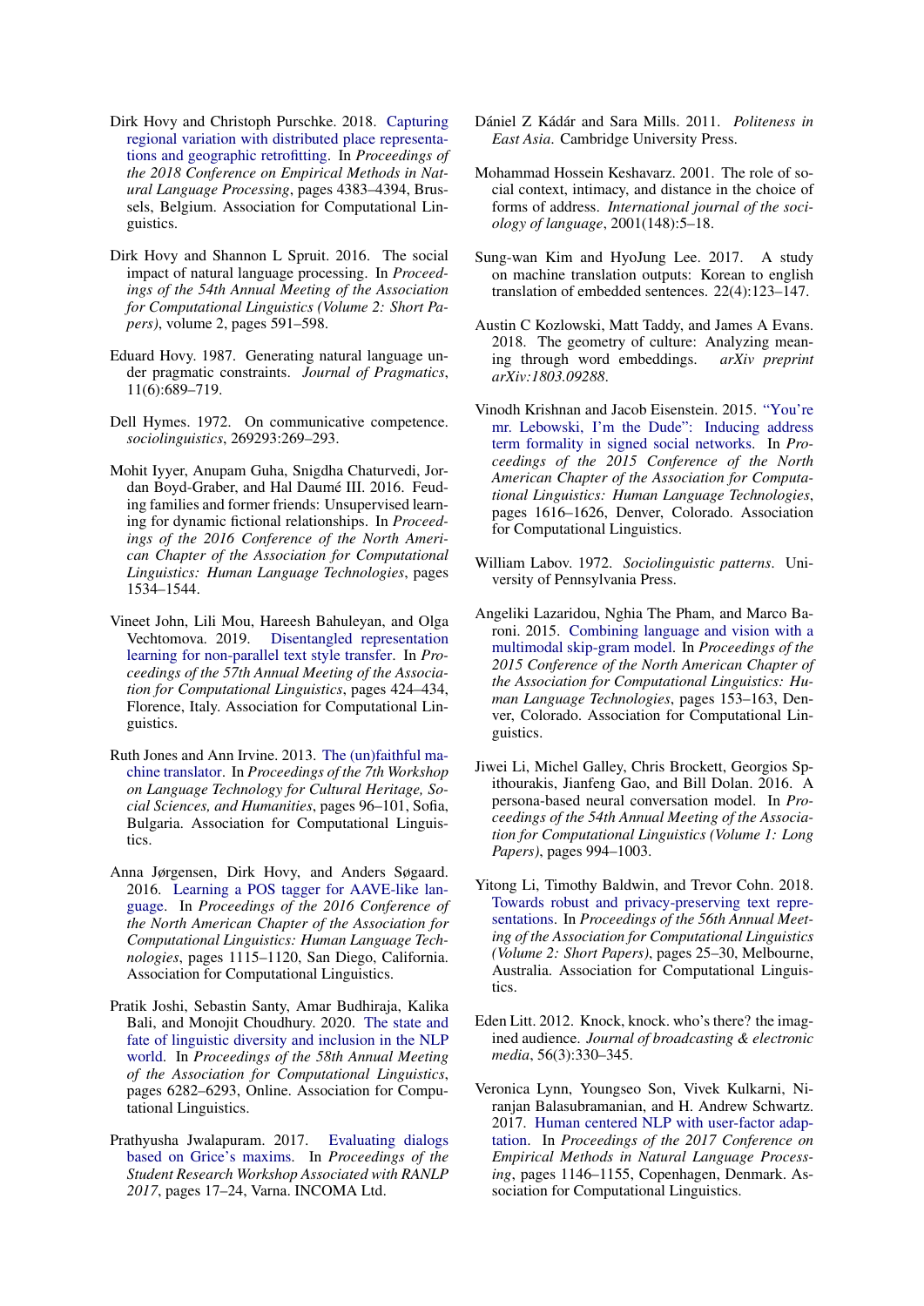Dirk Hovy and Christoph Purschke. 2018. Capturing regional variation with distributed place representations and geographic retrofitting. In *Proceedings of the 2018 Conference on Empirical Methods in Natural Language Processing*, pages 4383–4394, Brussels, Belgium. Association for Computational Linguistics.

Dirk Hovy and Shannon L Spruit. 2016. The social impact of natural language processing. In *Proceedings of the 54th Annual Meeting of the Association for Computational Linguistics (Volume 2: Short Papers)*, volume 2, pages 591–598.

Eduard Hovy. 1987. Generating natural language under pragmatic constraints. *Journal of Pragmatics*, 11(6):689–719.

Dell Hymes. 1972. On communicative competence. *sociolinguistics*, 269293:269–293.

Mohit Iyyer, Anupam Guha, Snigdha Chaturvedi, Jordan Boyd-Graber, and Hal Daumé III. 2016. Feuding families and former friends: Unsupervised learning for dynamic fictional relationships. In *Proceedings of the 2016 Conference of the North American Chapter of the Association for Computational Linguistics: Human Language Technologies*, pages 1534–1544.

Vineet John, Lili Mou, Hareesh Bahuleyan, and Olga Vechtomova. 2019. Disentangled representation learning for non-parallel text style transfer. In *Proceedings of the 57th Annual Meeting of the Association for Computational Linguistics*, pages 424–434, Florence, Italy. Association for Computational Linguistics.

Ruth Jones and Ann Irvine. 2013. The (un)faithful machine translator. In *Proceedings of the 7th Workshop on Language Technology for Cultural Heritage, Social Sciences, and Humanities*, pages 96–101, Sofia, Bulgaria. Association for Computational Linguistics.

Anna Jørgensen, Dirk Hovy, and Anders Søgaard. 2016. Learning a POS tagger for AAVE-like language. In *Proceedings of the 2016 Conference of the North American Chapter of the Association for Computational Linguistics: Human Language Technologies*, pages 1115–1120, San Diego, California. Association for Computational Linguistics.

Pratik Joshi, Sebastin Santy, Amar Budhiraja, Kalika Bali, and Monojit Choudhury. 2020. The state and fate of linguistic diversity and inclusion in the NLP world. In *Proceedings of the 58th Annual Meeting of the Association for Computational Linguistics*, pages 6282–6293, Online. Association for Computational Linguistics.

Prathyusha Jwalapuram. 2017. Evaluating dialogs based on Grice's maxims. In *Proceedings of the Student Research Workshop Associated with RANLP 2017*, pages 17–24, Varna. INCOMA Ltd.

Dániel Z Kádár and Sara Mills. 2011. *Politeness in East Asia*. Cambridge University Press.

Mohammad Hossein Keshavarz. 2001. The role of social context, intimacy, and distance in the choice of forms of address. *International journal of the sociology of language*, 2001(148):5–18.

Sung-wan Kim and HyoJung Lee. 2017. A study on machine translation outputs: Korean to english translation of embedded sentences. 22(4):123–147.

Austin C Kozlowski, Matt Taddy, and James A Evans. 2018. The geometry of culture: Analyzing meaning through word embeddings. *arXiv preprint arXiv:1803.09288*.

Vinodh Krishnan and Jacob Eisenstein. 2015. "You're mr. Lebowski, I'm the Dude": Inducing address term formality in signed social networks. In *Proceedings of the 2015 Conference of the North American Chapter of the Association for Computational Linguistics: Human Language Technologies*, pages 1616–1626, Denver, Colorado. Association for Computational Linguistics.

William Labov. 1972. *Sociolinguistic patterns*. University of Pennsylvania Press.

Angeliki Lazaridou, Nghia The Pham, and Marco Baroni. 2015. Combining language and vision with a multimodal skip-gram model. In *Proceedings of the 2015 Conference of the North American Chapter of the Association for Computational Linguistics: Human Language Technologies*, pages 153–163, Denver, Colorado. Association for Computational Linguistics.

Jiwei Li, Michel Galley, Chris Brockett, Georgios Spithourakis, Jianfeng Gao, and Bill Dolan. 2016. A persona-based neural conversation model. In *Proceedings of the 54th Annual Meeting of the Association for Computational Linguistics (Volume 1: Long Papers)*, pages 994–1003.

Yitong Li, Timothy Baldwin, and Trevor Cohn. 2018. Towards robust and privacy-preserving text representations. In *Proceedings of the 56th Annual Meeting of the Association for Computational Linguistics (Volume 2: Short Papers)*, pages 25–30, Melbourne, Australia. Association for Computational Linguistics.

Eden Litt. 2012. Knock, knock. who's there? the imagined audience. *Journal of broadcasting & electronic media*, 56(3):330–345.

Veronica Lynn, Youngseo Son, Vivek Kulkarni, Niranjan Balasubramanian, and H. Andrew Schwartz. 2017. Human centered NLP with user-factor adaptation. In *Proceedings of the 2017 Conference on Empirical Methods in Natural Language Processing*, pages 1146–1155, Copenhagen, Denmark. Association for Computational Linguistics.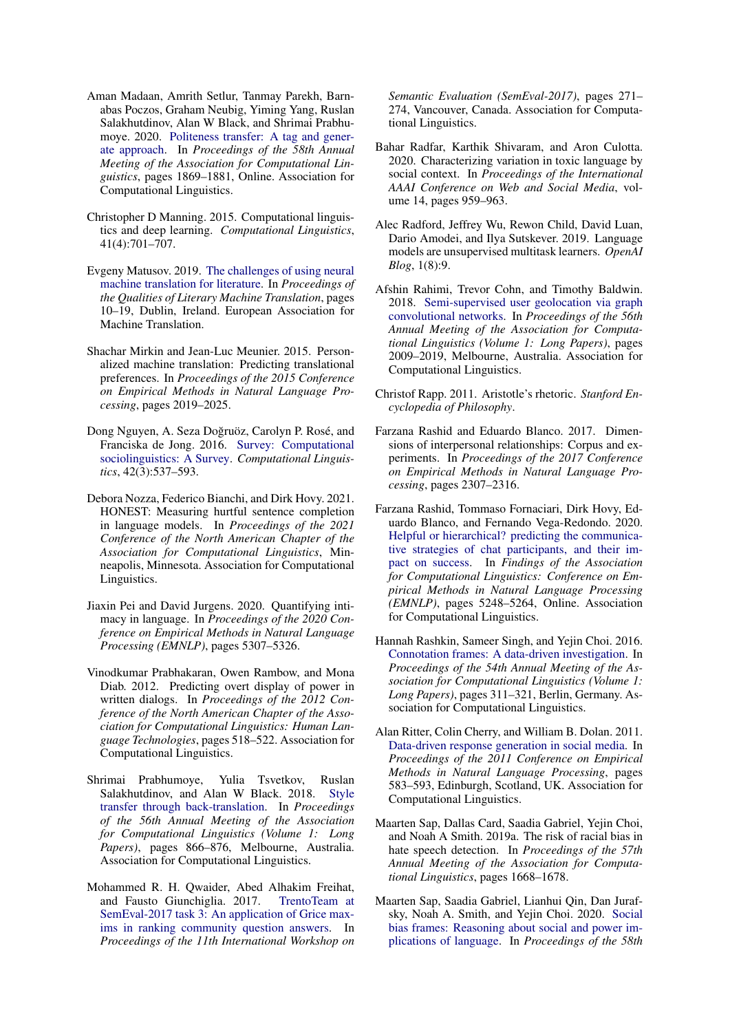Aman Madaan, Amrith Setlur, Tanmay Parekh, Barnabas Poczos, Graham Neubig, Yiming Yang, Ruslan Salakhutdinov, Alan W Black, and Shrimai Prabhumoye. 2020. Politeness transfer: A tag and generate approach. In *Proceedings of the 58th Annual Meeting of the Association for Computational Linguistics*, pages 1869–1881, Online. Association for Computational Linguistics.

Christopher D Manning. 2015. Computational linguistics and deep learning. *Computational Linguistics*, 41(4):701–707.

Evgeny Matusov. 2019. The challenges of using neural machine translation for literature. In *Proceedings of the Qualities of Literary Machine Translation*, pages 10–19, Dublin, Ireland. European Association for Machine Translation.

Shachar Mirkin and Jean-Luc Meunier. 2015. Personalized machine translation: Predicting translational preferences. In *Proceedings of the 2015 Conference on Empirical Methods in Natural Language Processing*, pages 2019–2025.

Dong Nguyen, A. Seza Doğruöz, Carolyn P. Rosé, and Franciska de Jong. 2016. Survey: Computational sociolinguistics: A Survey. *Computational Linguistics*, 42(3):537–593.

Debora Nozza, Federico Bianchi, and Dirk Hovy. 2021. HONEST: Measuring hurtful sentence completion in language models. In *Proceedings of the 2021 Conference of the North American Chapter of the Association for Computational Linguistics*, Minneapolis, Minnesota. Association for Computational Linguistics.

Jiaxin Pei and David Jurgens. 2020. Quantifying intimacy in language. In *Proceedings of the 2020 Conference on Empirical Methods in Natural Language Processing (EMNLP)*, pages 5307–5326.

Vinodkumar Prabhakaran, Owen Rambow, and Mona Diab. 2012. Predicting overt display of power in written dialogs. In *Proceedings of the 2012 Conference of the North American Chapter of the Association for Computational Linguistics: Human Language Technologies*, pages 518–522. Association for Computational Linguistics.

Shrimai Prabhumoye, Yulia Tsvetkov, Ruslan Salakhutdinov, and Alan W Black. 2018. Style transfer through back-translation. In *Proceedings of the 56th Annual Meeting of the Association for Computational Linguistics (Volume 1: Long Papers)*, pages 866–876, Melbourne, Australia. Association for Computational Linguistics.

Mohammed R. H. Qwaider, Abed Alhakim Freihat, and Fausto Giunchiglia. 2017. TrentoTeam at SemEval-2017 task 3: An application of Grice maxims in ranking community question answers. In *Proceedings of the 11th International Workshop on Semantic Evaluation (SemEval-2017)*, pages 271–274, Vancouver, Canada. Association for Computational Linguistics.

Bahar Radfar, Karthik Shivaram, and Aron Culotta. 2020. Characterizing variation in toxic language by social context. In *Proceedings of the International AAAI Conference on Web and Social Media*, volume 14, pages 959–963.

Alec Radford, Jeffrey Wu, Rewon Child, David Luan, Dario Amodei, and Ilya Sutskever. 2019. Language models are unsupervised multitask learners. *OpenAI Blog*, 1(8):9.

Afshin Rahimi, Trevor Cohn, and Timothy Baldwin. 2018. Semi-supervised user geolocation via graph convolutional networks. In *Proceedings of the 56th Annual Meeting of the Association for Computational Linguistics (Volume 1: Long Papers)*, pages 2009–2019, Melbourne, Australia. Association for Computational Linguistics.

Christof Rapp. 2011. Aristotle's rhetoric. *Stanford Encyclopedia of Philosophy*.

Farzana Rashid and Eduardo Blanco. 2017. Dimensions of interpersonal relationships: Corpus and experiments. In *Proceedings of the 2017 Conference on Empirical Methods in Natural Language Processing*, pages 2307–2316.

Farzana Rashid, Tommaso Fornaciari, Dirk Hovy, Eduardo Blanco, and Fernando Vega-Redondo. 2020. Helpful or hierarchical? predicting the communicative strategies of chat participants, and their impact on success. In *Findings of the Association for Computational Linguistics: Conference on Empirical Methods in Natural Language Processing (EMNLP)*, pages 5248–5264, Online. Association for Computational Linguistics.

Hannah Rashkin, Sameer Singh, and Yejin Choi. 2016. Connotation frames: A data-driven investigation. In *Proceedings of the 54th Annual Meeting of the Association for Computational Linguistics (Volume 1: Long Papers)*, pages 311–321, Berlin, Germany. Association for Computational Linguistics.

Alan Ritter, Colin Cherry, and William B. Dolan. 2011. Data-driven response generation in social media. In *Proceedings of the 2011 Conference on Empirical Methods in Natural Language Processing*, pages 583–593, Edinburgh, Scotland, UK. Association for Computational Linguistics.

Maarten Sap, Dallas Card, Saadia Gabriel, Yejin Choi, and Noah A Smith. 2019a. The risk of racial bias in hate speech detection. In *Proceedings of the 57th Annual Meeting of the Association for Computational Linguistics*, pages 1668–1678.

Maarten Sap, Saadia Gabriel, Lianhui Qin, Dan Jurafsky, Noah A. Smith, and Yejin Choi. 2020. Social bias frames: Reasoning about social and power implications of language. In *Proceedings of the 58th*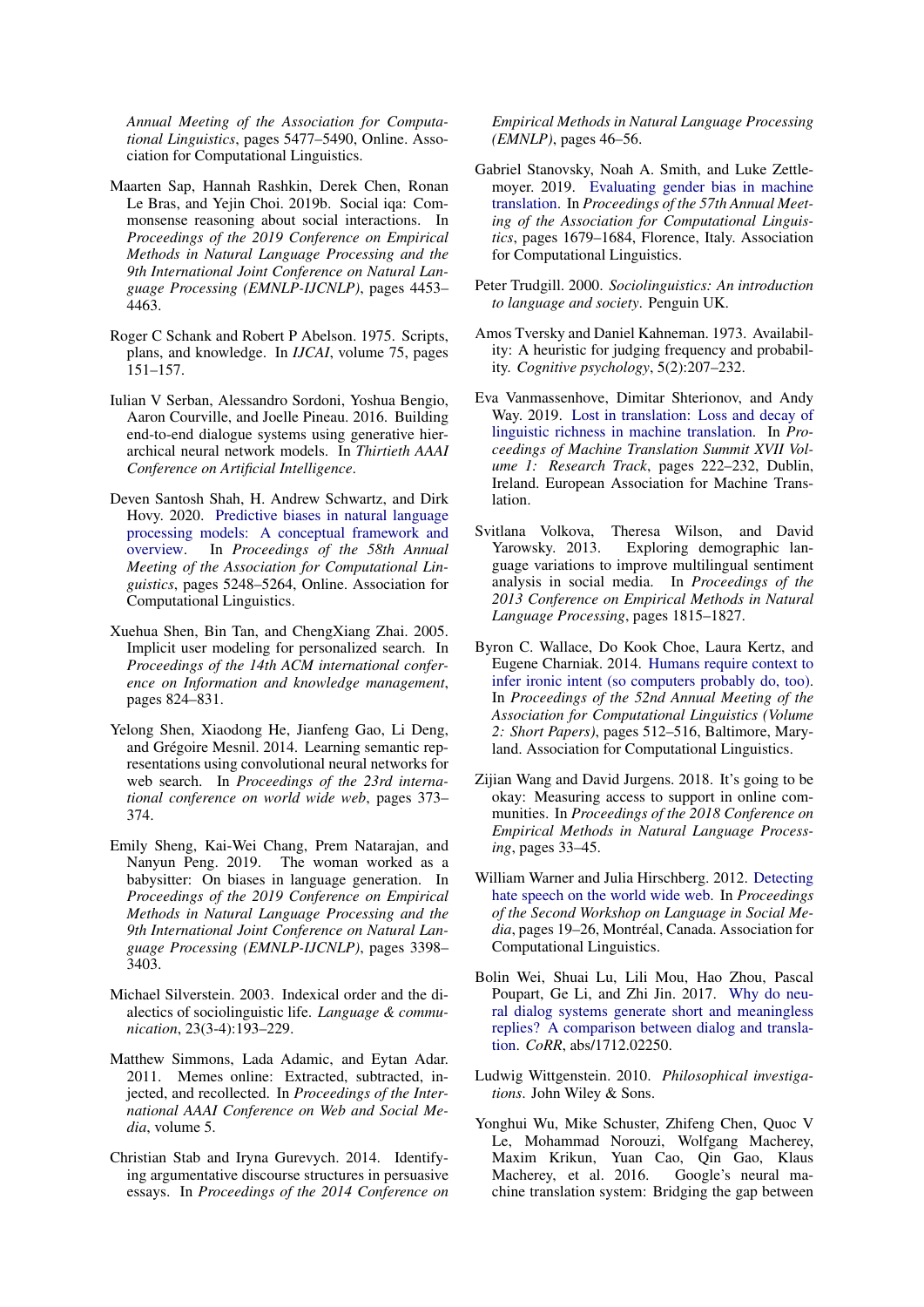*Annual Meeting of the Association for Computational Linguistics*, pages 5477–5490, Online. Association for Computational Linguistics.

Maarten Sap, Hannah Rashkin, Derek Chen, Ronan Le Bras, and Yejin Choi. 2019b. Social iqa: Commonsense reasoning about social interactions. In *Proceedings of the 2019 Conference on Empirical Methods in Natural Language Processing and the 9th International Joint Conference on Natural Language Processing (EMNLP-IJCNLP)*, pages 4453–4463.

Roger C Schank and Robert P Abelson. 1975. Scripts, plans, and knowledge. In *IJCAI*, volume 75, pages 151–157.

Iulian V Serban, Alessandro Sordoni, Yoshua Bengio, Aaron Courville, and Joelle Pineau. 2016. Building end-to-end dialogue systems using generative hierarchical neural network models. In *Thirtieth AAAI Conference on Artificial Intelligence*.

Deven Santosh Shah, H. Andrew Schwartz, and Dirk Hovy. 2020. Predictive biases in natural language processing models: A conceptual framework and overview. In *Proceedings of the 58th Annual Meeting of the Association for Computational Linguistics*, pages 5248–5264, Online. Association for Computational Linguistics.

Xuehua Shen, Bin Tan, and ChengXiang Zhai. 2005. Implicit user modeling for personalized search. In *Proceedings of the 14th ACM international conference on Information and knowledge management*, pages 824–831.

Yelong Shen, Xiaodong He, Jianfeng Gao, Li Deng, and Grégoire Mesnil. 2014. Learning semantic representations using convolutional neural networks for web search. In *Proceedings of the 23rd international conference on world wide web*, pages 373–374.

Emily Sheng, Kai-Wei Chang, Prem Natarajan, and Nanyun Peng. 2019. The woman worked as a babysitter: On biases in language generation. In *Proceedings of the 2019 Conference on Empirical Methods in Natural Language Processing and the 9th International Joint Conference on Natural Language Processing (EMNLP-IJCNLP)*, pages 3398–3403.

Michael Silverstein. 2003. Indexical order and the dialectics of sociolinguistic life. *Language & communication*, 23(3-4):193–229.

Matthew Simmons, Lada Adamic, and Eytan Adar. 2011. Memes online: Extracted, subtracted, injected, and recollected. In *Proceedings of the International AAAI Conference on Web and Social Media*, volume 5.

Christian Stab and Iryna Gurevych. 2014. Identifying argumentative discourse structures in persuasive essays. In *Proceedings of the 2014 Conference on Empirical Methods in Natural Language Processing (EMNLP)*, pages 46–56.

Gabriel Stanovsky, Noah A. Smith, and Luke Zettlemoyer. 2019. Evaluating gender bias in machine translation. In *Proceedings of the 57th Annual Meeting of the Association for Computational Linguistics*, pages 1679–1684, Florence, Italy. Association for Computational Linguistics.

Peter Trudgill. 2000. *Sociolinguistics: An introduction to language and society*. Penguin UK.

Amos Tversky and Daniel Kahneman. 1973. Availability: A heuristic for judging frequency and probability. *Cognitive psychology*, 5(2):207–232.

Eva Vanmassenhove, Dimitar Shterionov, and Andy Way. 2019. Lost in translation: Loss and decay of linguistic richness in machine translation. In *Proceedings of Machine Translation Summit XVII Volume 1: Research Track*, pages 222–232, Dublin, Ireland. European Association for Machine Translation.

Svitlana Volkova, Theresa Wilson, and David Yarowsky. 2013. Exploring demographic language variations to improve multilingual sentiment analysis in social media. In *Proceedings of the 2013 Conference on Empirical Methods in Natural Language Processing*, pages 1815–1827.

Byron C. Wallace, Do Kook Choe, Laura Kertz, and Eugene Charniak. 2014. Humans require context to infer ironic intent (so computers probably do, too). In *Proceedings of the 52nd Annual Meeting of the Association for Computational Linguistics (Volume 2: Short Papers)*, pages 512–516, Baltimore, Maryland. Association for Computational Linguistics.

Zijian Wang and David Jurgens. 2018. It's going to be okay: Measuring access to support in online communities. In *Proceedings of the 2018 Conference on Empirical Methods in Natural Language Processing*, pages 33–45.

William Warner and Julia Hirschberg. 2012. Detecting hate speech on the world wide web. In *Proceedings of the Second Workshop on Language in Social Media*, pages 19–26, Montréal, Canada. Association for Computational Linguistics.

Bolin Wei, Shuai Lu, Lili Mou, Hao Zhou, Pascal Poupart, Ge Li, and Zhi Jin. 2017. Why do neural dialog systems generate short and meaningless replies? A comparison between dialog and translation. *CoRR*, abs/1712.02250.

Ludwig Wittgenstein. 2010. *Philosophical investigations*. John Wiley & Sons.

Yonghui Wu, Mike Schuster, Zhifeng Chen, Quoc V Le, Mohammad Norouzi, Wolfgang Macherey, Maxim Krikun, Yuan Cao, Qin Gao, Klaus Macherey, et al. 2016. Google's neural machine translation system: Bridging the gap between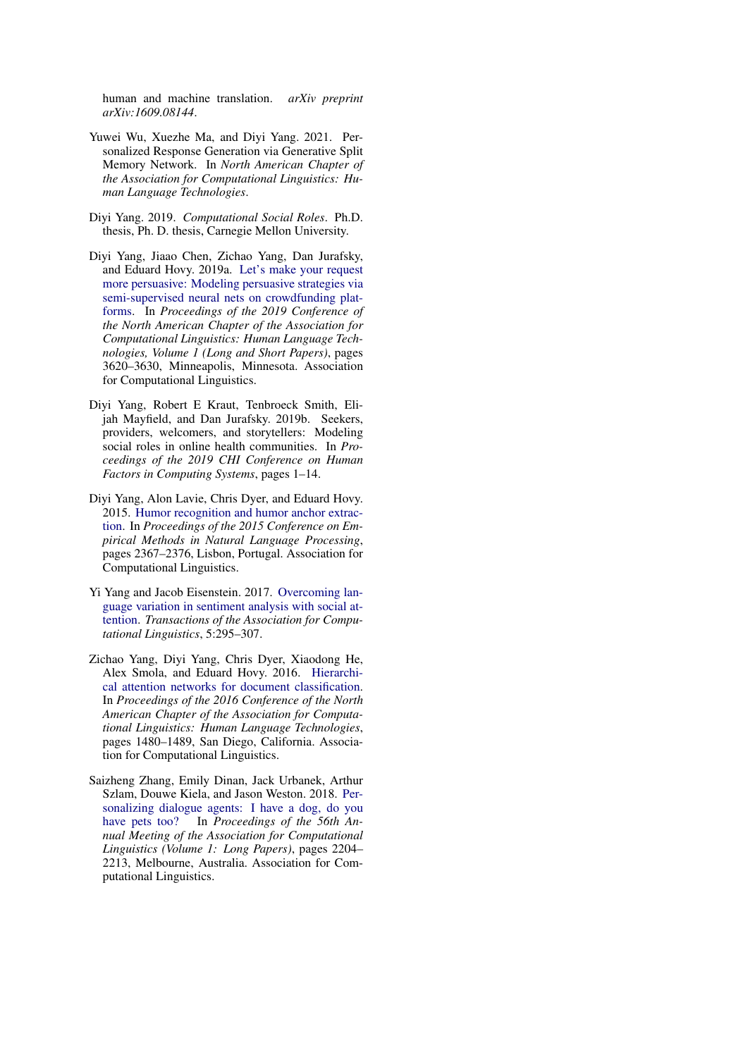human and machine translation. *arXiv preprint arXiv:1609.08144*.

Yuwei Wu, Xuezhe Ma, and Diyi Yang. 2021. Personalized Response Generation via Generative Split Memory Network. In *North American Chapter of the Association for Computational Linguistics: Human Language Technologies*.

Diyi Yang. 2019. *Computational Social Roles*. Ph.D. thesis, Ph. D. thesis, Carnegie Mellon University.

Diyi Yang, Jiaao Chen, Zichao Yang, Dan Jurafsky, and Eduard Hovy. 2019a. Let's make your request more persuasive: Modeling persuasive strategies via semi-supervised neural nets on crowdfunding platforms. In *Proceedings of the 2019 Conference of the North American Chapter of the Association for Computational Linguistics: Human Language Technologies, Volume 1 (Long and Short Papers)*, pages 3620–3630, Minneapolis, Minnesota. Association for Computational Linguistics.

Diyi Yang, Robert E Kraut, Tenbroeck Smith, Elijah Mayfield, and Dan Jurafsky. 2019b. Seekers, providers, welcomers, and storytellers: Modeling social roles in online health communities. In *Proceedings of the 2019 CHI Conference on Human Factors in Computing Systems*, pages 1–14.

Diyi Yang, Alon Lavie, Chris Dyer, and Eduard Hovy. 2015. Humor recognition and humor anchor extraction. In *Proceedings of the 2015 Conference on Empirical Methods in Natural Language Processing*, pages 2367–2376, Lisbon, Portugal. Association for Computational Linguistics.

Yi Yang and Jacob Eisenstein. 2017. Overcoming language variation in sentiment analysis with social attention. *Transactions of the Association for Computational Linguistics*, 5:295–307.

Zichao Yang, Diyi Yang, Chris Dyer, Xiaodong He, Alex Smola, and Eduard Hovy. 2016. Hierarchical attention networks for document classification. In *Proceedings of the 2016 Conference of the North American Chapter of the Association for Computational Linguistics: Human Language Technologies*, pages 1480–1489, San Diego, California. Association for Computational Linguistics.

Saizheng Zhang, Emily Dinan, Jack Urbanek, Arthur Szlam, Douwe Kiela, and Jason Weston. 2018. Personalizing dialogue agents: I have a dog, do you have pets too? In *Proceedings of the 56th Annual Meeting of the Association for Computational Linguistics (Volume 1: Long Papers)*, pages 2204–2213, Melbourne, Australia. Association for Computational Linguistics.